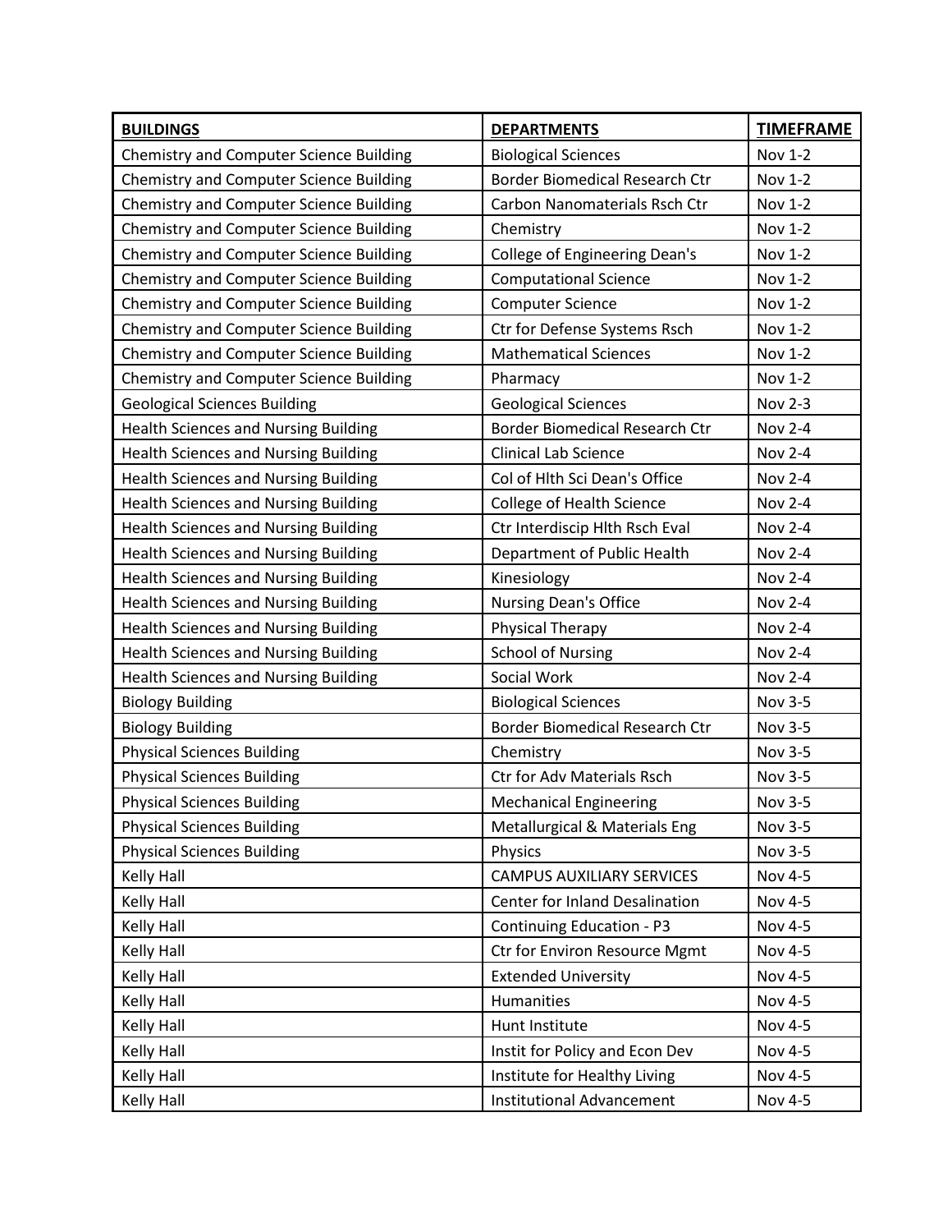| **BUILDINGS** | **DEPARTMENTS** | **TIMEFRAME** |
|---|---|---|
| Chemistry and Computer Science Building | Biological Sciences | Nov 1-2 |
| Chemistry and Computer Science Building | Border Biomedical Research Ctr | Nov 1-2 |
| Chemistry and Computer Science Building | Carbon Nanomaterials Rsch Ctr | Nov 1-2 |
| Chemistry and Computer Science Building | Chemistry | Nov 1-2 |
| Chemistry and Computer Science Building | College of Engineering Dean's | Nov 1-2 |
| Chemistry and Computer Science Building | Computational Science | Nov 1-2 |
| Chemistry and Computer Science Building | Computer Science | Nov 1-2 |
| Chemistry and Computer Science Building | Ctr for Defense Systems Rsch | Nov 1-2 |
| Chemistry and Computer Science Building | Mathematical Sciences | Nov 1-2 |
| Chemistry and Computer Science Building | Pharmacy | Nov 1-2 |
| Geological Sciences Building | Geological Sciences | Nov 2-3 |
| Health Sciences and Nursing Building | Border Biomedical Research Ctr | Nov 2-4 |
| Health Sciences and Nursing Building | Clinical Lab Science | Nov 2-4 |
| Health Sciences and Nursing Building | Col of Hlth Sci Dean's Office | Nov 2-4 |
| Health Sciences and Nursing Building | College of Health Science | Nov 2-4 |
| Health Sciences and Nursing Building | Ctr Interdiscip Hlth Rsch Eval | Nov 2-4 |
| Health Sciences and Nursing Building | Department of Public Health | Nov 2-4 |
| Health Sciences and Nursing Building | Kinesiology | Nov 2-4 |
| Health Sciences and Nursing Building | Nursing Dean's Office | Nov 2-4 |
| Health Sciences and Nursing Building | Physical Therapy | Nov 2-4 |
| Health Sciences and Nursing Building | School of Nursing | Nov 2-4 |
| Health Sciences and Nursing Building | Social Work | Nov 2-4 |
| Biology Building | Biological Sciences | Nov 3-5 |
| Biology Building | Border Biomedical Research Ctr | Nov 3-5 |
| Physical Sciences Building | Chemistry | Nov 3-5 |
| Physical Sciences Building | Ctr for Adv Materials Rsch | Nov 3-5 |
| Physical Sciences Building | Mechanical Engineering | Nov 3-5 |
| Physical Sciences Building | Metallurgical & Materials Eng | Nov 3-5 |
| Physical Sciences Building | Physics | Nov 3-5 |
| Kelly Hall | CAMPUS AUXILIARY SERVICES | Nov 4-5 |
| Kelly Hall | Center for Inland Desalination | Nov 4-5 |
| Kelly Hall | Continuing Education - P3 | Nov 4-5 |
| Kelly Hall | Ctr for Environ Resource Mgmt | Nov 4-5 |
| Kelly Hall | Extended University | Nov 4-5 |
| Kelly Hall | Humanities | Nov 4-5 |
| Kelly Hall | Hunt Institute | Nov 4-5 |
| Kelly Hall | Instit for Policy and Econ Dev | Nov 4-5 |
| Kelly Hall | Institute for Healthy Living | Nov 4-5 |
| Kelly Hall | Institutional Advancement | Nov 4-5 |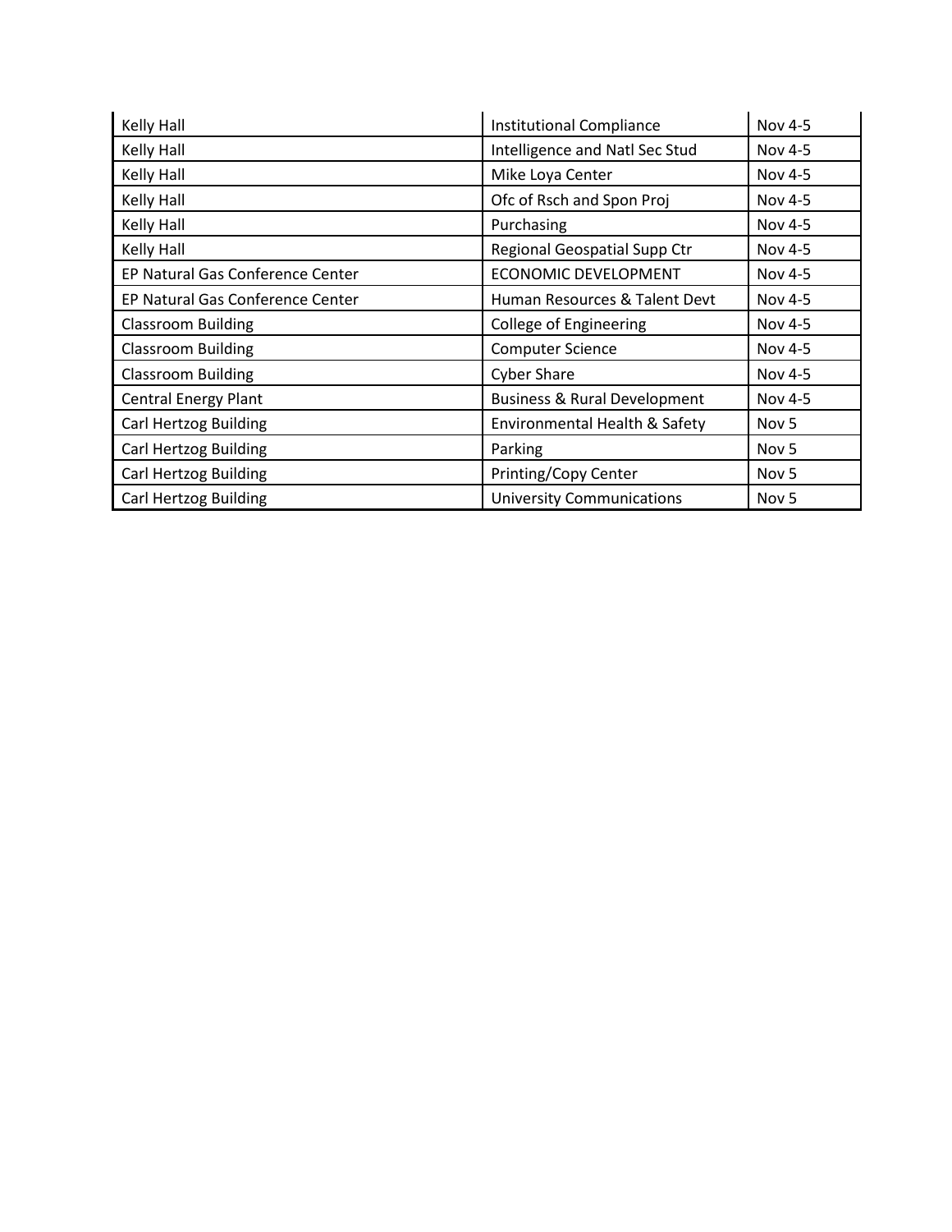| | | |
|---|---|---|
| Kelly Hall | Institutional Compliance | Nov 4-5 |
| Kelly Hall | Intelligence and Natl Sec Stud | Nov 4-5 |
| Kelly Hall | Mike Loya Center | Nov 4-5 |
| Kelly Hall | Ofc of Rsch and Spon Proj | Nov 4-5 |
| Kelly Hall | Purchasing | Nov 4-5 |
| Kelly Hall | Regional Geospatial Supp Ctr | Nov 4-5 |
| EP Natural Gas Conference Center | ECONOMIC DEVELOPMENT | Nov 4-5 |
| EP Natural Gas Conference Center | Human Resources & Talent Devt | Nov 4-5 |
| Classroom Building | College of Engineering | Nov 4-5 |
| Classroom Building | Computer Science | Nov 4-5 |
| Classroom Building | Cyber Share | Nov 4-5 |
| Central Energy Plant | Business & Rural Development | Nov 4-5 |
| Carl Hertzog Building | Environmental Health & Safety | Nov 5 |
| Carl Hertzog Building | Parking | Nov 5 |
| Carl Hertzog Building | Printing/Copy Center | Nov 5 |
| Carl Hertzog Building | University Communications | Nov 5 |